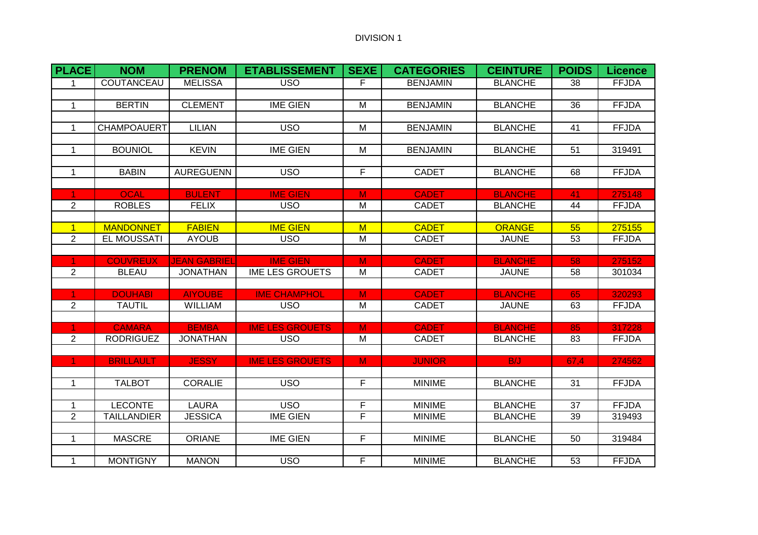DIVISION 1

| PLACE | NOM | PRENOM | ETABLISSEMENT | SEXE | CATEGORIES | CEINTURE | POIDS | Licence |
|---|---|---|---|---|---|---|---|---|
| 1 | COUTANCEAU | MELISSA | USO | F | BENJAMIN | BLANCHE | 38 | FFJDA |
| | | | | | | | | |
| 1 | BERTIN | CLEMENT | IME GIEN | M | BENJAMIN | BLANCHE | 36 | FFJDA |
| | | | | | | | | |
| 1 | CHAMPOAUERT | LILIAN | USO | M | BENJAMIN | BLANCHE | 41 | FFJDA |
| | | | | | | | | |
| 1 | BOUNIOL | KEVIN | IME GIEN | M | BENJAMIN | BLANCHE | 51 | 319491 |
| | | | | | | | | |
| 1 | BABIN | AUREGUENN | USO | F | CADET | BLANCHE | 68 | FFJDA |
| | | | | | | | | |
| 1 | OCAL | BULENT | IME GIEN | M | CADET | BLANCHE | 41 | 275148 |
| 2 | ROBLES | FELIX | USO | M | CADET | BLANCHE | 44 | FFJDA |
| | | | | | | | | |
| 1 | MANDONNET | FABIEN | IME GIEN | M | CADET | ORANGE | 55 | 275155 |
| 2 | EL MOUSSATI | AYOUB | USO | M | CADET | JAUNE | 53 | FFJDA |
| | | | | | | | | |
| 1 | COUVREUX | JEAN GABRIEL | IME GIEN | M | CADET | BLANCHE | 58 | 275152 |
| 2 | BLEAU | JONATHAN | IME LES GROUETS | M | CADET | JAUNE | 58 | 301034 |
| | | | | | | | | |
| 1 | DOUHABI | AIYOUBE | IME CHAMPHOL | M | CADET | BLANCHE | 65 | 320293 |
| 2 | TAUTIL | WILLIAM | USO | M | CADET | JAUNE | 63 | FFJDA |
| | | | | | | | | |
| 1 | CAMARA | BEMBA | IME LES GROUETS | M | CADET | BLANCHE | 85 | 317228 |
| 2 | RODRIGUEZ | JONATHAN | USO | M | CADET | BLANCHE | 83 | FFJDA |
| | | | | | | | | |
| 1 | BRILLAULT | JESSY | IME LES GROUETS | M | JUNIOR | B/J | 67,4 | 274562 |
| | | | | | | | | |
| 1 | TALBOT | CORALIE | USO | F | MINIME | BLANCHE | 31 | FFJDA |
| | | | | | | | | |
| 1 | LECONTE | LAURA | USO | F | MINIME | BLANCHE | 37 | FFJDA |
| 2 | TAILLANDIER | JESSICA | IME GIEN | F | MINIME | BLANCHE | 39 | 319493 |
| | | | | | | | | |
| 1 | MASCRE | ORIANE | IME GIEN | F | MINIME | BLANCHE | 50 | 319484 |
| | | | | | | | | |
| 1 | MONTIGNY | MANON | USO | F | MINIME | BLANCHE | 53 | FFJDA |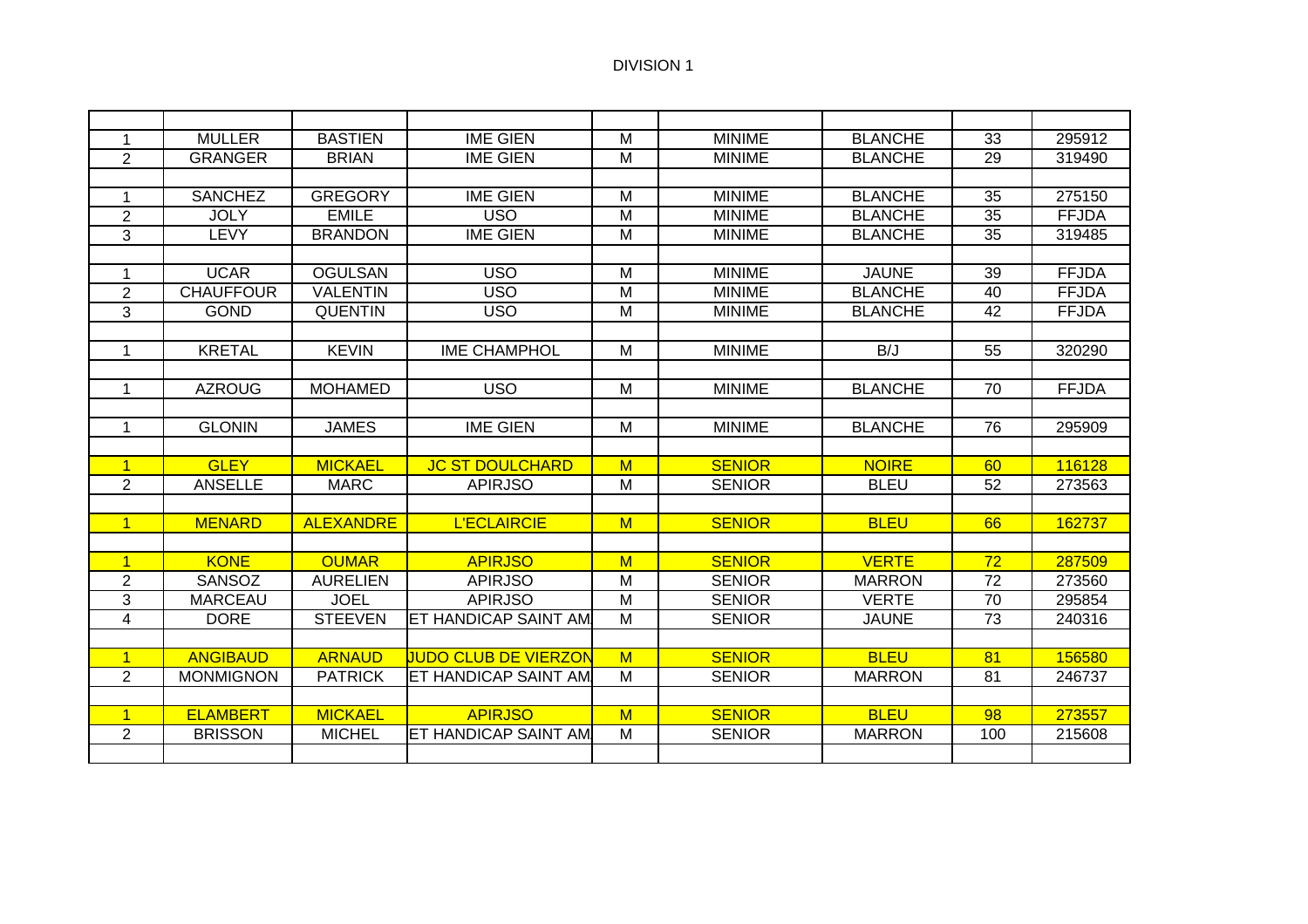DIVISION 1

| | | | | | | | | |
|---|---|---|---|---|---|---|---|---|
| 1 | MULLER | BASTIEN | IME GIEN | M | MINIME | BLANCHE | 33 | 295912 |
| 2 | GRANGER | BRIAN | IME GIEN | M | MINIME | BLANCHE | 29 | 319490 |
| | | | | | | | | |
| 1 | SANCHEZ | GREGORY | IME GIEN | M | MINIME | BLANCHE | 35 | 275150 |
| 2 | JOLY | EMILE | USO | M | MINIME | BLANCHE | 35 | FFJDA |
| 3 | LEVY | BRANDON | IME GIEN | M | MINIME | BLANCHE | 35 | 319485 |
| | | | | | | | | |
| 1 | UCAR | OGULSAN | USO | M | MINIME | JAUNE | 39 | FFJDA |
| 2 | CHAUFFOUR | VALENTIN | USO | M | MINIME | BLANCHE | 40 | FFJDA |
| 3 | GOND | QUENTIN | USO | M | MINIME | BLANCHE | 42 | FFJDA |
| | | | | | | | | |
| 1 | KRETAL | KEVIN | IME CHAMPHOL | M | MINIME | B/J | 55 | 320290 |
| | | | | | | | | |
| 1 | AZROUG | MOHAMED | USO | M | MINIME | BLANCHE | 70 | FFJDA |
| | | | | | | | | |
| 1 | GLONIN | JAMES | IME GIEN | M | MINIME | BLANCHE | 76 | 295909 |
| | | | | | | | | |
| 1 | GLEY | MICKAEL | JC ST DOULCHARD | M | SENIOR | NOIRE | 60 | 116128 |
| 2 | ANSELLE | MARC | APIRJSO | M | SENIOR | BLEU | 52 | 273563 |
| | | | | | | | | |
| 1 | MENARD | ALEXANDRE | L'ECLAIRCIE | M | SENIOR | BLEU | 66 | 162737 |
| | | | | | | | | |
| 1 | KONE | OUMAR | APIRJSO | M | SENIOR | VERTE | 72 | 287509 |
| 2 | SANSOZ | AURELIEN | APIRJSO | M | SENIOR | MARRON | 72 | 273560 |
| 3 | MARCEAU | JOEL | APIRJSO | M | SENIOR | VERTE | 70 | 295854 |
| 4 | DORE | STEEVEN | ET HANDICAP SAINT AM | M | SENIOR | JAUNE | 73 | 240316 |
| | | | | | | | | |
| 1 | ANGIBAUD | ARNAUD | JUDO CLUB DE VIERZON | M | SENIOR | BLEU | 81 | 156580 |
| 2 | MONMIGNON | PATRICK | ET HANDICAP SAINT AM | M | SENIOR | MARRON | 81 | 246737 |
| | | | | | | | | |
| 1 | ELAMBERT | MICKAEL | APIRJSO | M | SENIOR | BLEU | 98 | 273557 |
| 2 | BRISSON | MICHEL | ET HANDICAP SAINT AM | M | SENIOR | MARRON | 100 | 215608 |
| | | | | | | | | |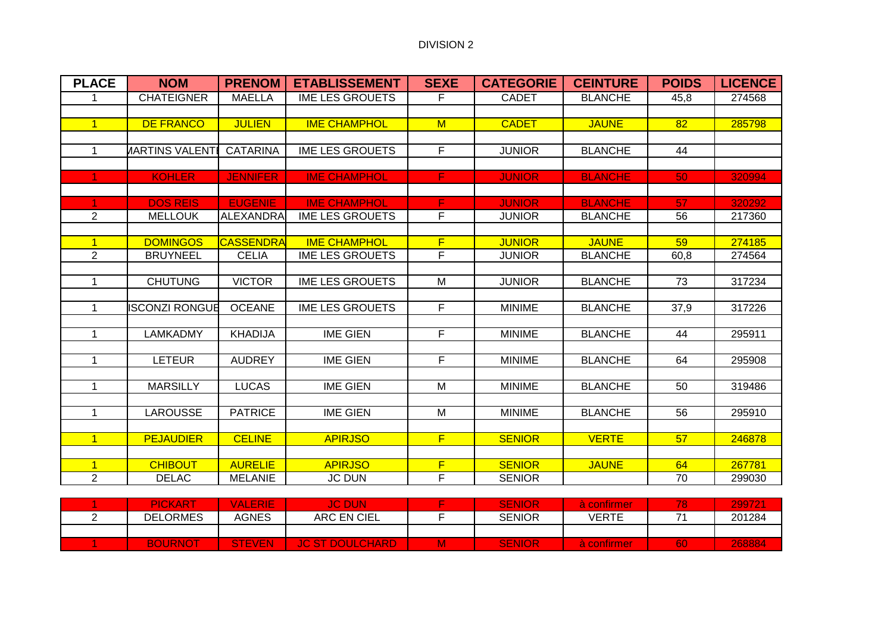DIVISION 2

| PLACE | NOM | PRENOM | ETABLISSEMENT | SEXE | CATEGORIE | CEINTURE | POIDS | LICENCE |
|---|---|---|---|---|---|---|---|---|
| 1 | CHATEIGNER | MAELLA | IME LES GROUETS | F | CADET | BLANCHE | 45,8 | 274568 |
| | | | | | | | | |
| 1 | DE FRANCO | JULIEN | IME CHAMPHOL | M | CADET | JAUNE | 82 | 285798 |
| | | | | | | | | |
| 1 | MARTINS VALENTI | CATARINA | IME LES GROUETS | F | JUNIOR | BLANCHE | 44 | |
| | | | | | | | | |
| 1 | KOHLER | JENNIFER | IME CHAMPHOL | F | JUNIOR | BLANCHE | 50 | 320994 |
| | | | | | | | | |
| 1 | DOS REIS | EUGENIE | IME CHAMPHOL | F | JUNIOR | BLANCHE | 57 | 320292 |
| 2 | MELLOUK | ALEXANDRA | IME LES GROUETS | F | JUNIOR | BLANCHE | 56 | 217360 |
| | | | | | | | | |
| 1 | DOMINGOS | CASSENDRA | IME CHAMPHOL | F | JUNIOR | JAUNE | 59 | 274185 |
| 2 | BRUYNEEL | CELIA | IME LES GROUETS | F | JUNIOR | BLANCHE | 60,8 | 274564 |
| | | | | | | | | |
| 1 | CHUTUNG | VICTOR | IME LES GROUETS | M | JUNIOR | BLANCHE | 73 | 317234 |
| | | | | | | | | |
| 1 | ISCONZI RONGUE | OCEANE | IME LES GROUETS | F | MINIME | BLANCHE | 37,9 | 317226 |
| | | | | | | | | |
| 1 | LAMKADMY | KHADIJA | IME GIEN | F | MINIME | BLANCHE | 44 | 295911 |
| | | | | | | | | |
| 1 | LETEUR | AUDREY | IME GIEN | F | MINIME | BLANCHE | 64 | 295908 |
| | | | | | | | | |
| 1 | MARSILLY | LUCAS | IME GIEN | M | MINIME | BLANCHE | 50 | 319486 |
| | | | | | | | | |
| 1 | LAROUSSE | PATRICE | IME GIEN | M | MINIME | BLANCHE | 56 | 295910 |
| | | | | | | | | |
| 1 | PEJAUDIER | CELINE | APIRJSO | F | SENIOR | VERTE | 57 | 246878 |
| | | | | | | | | |
| 1 | CHIBOUT | AURELIE | APIRJSO | F | SENIOR | JAUNE | 64 | 267781 |
| 2 | DELAC | MELANIE | JC DUN | F | SENIOR | | 70 | 299030 |
| | | | | | | | | |
| 1 | PICKART | VALERIE | JC DUN | F | SENIOR | à confirmer | 78 | 299721 |
| 2 | DELORMES | AGNES | ARC EN CIEL | F | SENIOR | VERTE | 71 | 201284 |
| | | | | | | | | |
| 1 | BOURNOT | STEVEN | JC ST DOULCHARD | M | SENIOR | à confirmer | 60 | 268884 |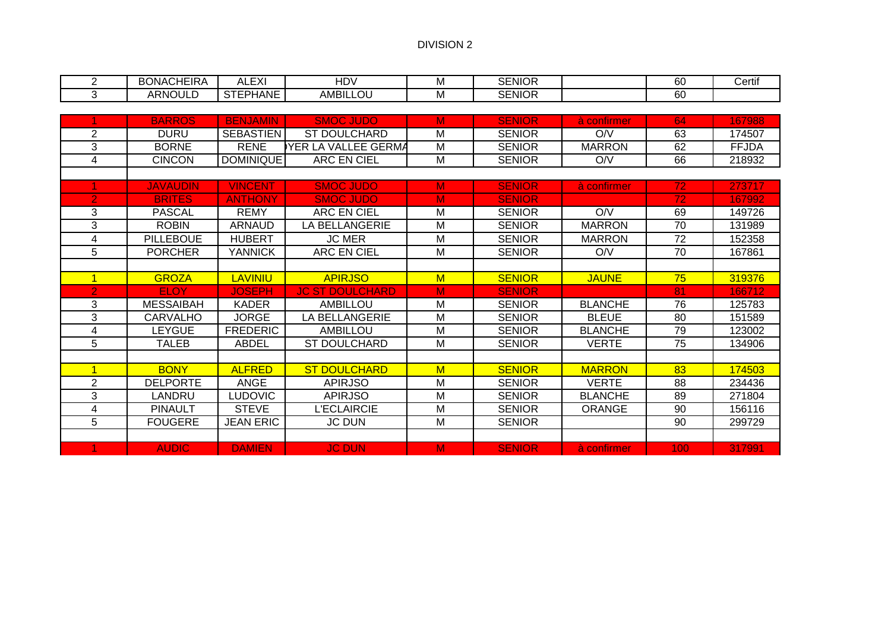DIVISION 2

| | | | | | | | | |
|---|---|---|---|---|---|---|---|---|
| 2 | BONACHEIRA | ALEXI | HDV | M | SENIOR | | 60 | Certif |
| 3 | ARNOULD | STEPHANE | AMBILLOU | M | SENIOR | | 60 | |
| | | | | | | | | |
| 1 | BARROS | BENJAMIN | SMOC JUDO | M | SENIOR | à confirmer | 64 | 167988 |
| 2 | DURU | SEBASTIEN | ST DOULCHARD | M | SENIOR | O/V | 63 | 174507 |
| 3 | BORNE | RENE | YER LA VALLEE GERMA | M | SENIOR | MARRON | 62 | FFJDA |
| 4 | CINCON | DOMINIQUE | ARC EN CIEL | M | SENIOR | O/V | 66 | 218932 |
| | | | | | | | | |
| 1 | JAVAUDIN | VINCENT | SMOC JUDO | M | SENIOR | à confirmer | 72 | 273717 |
| 2 | BRITES | ANTHONY | SMOC JUDO | M | SENIOR | | 72 | 167992 |
| 3 | PASCAL | REMY | ARC EN CIEL | M | SENIOR | O/V | 69 | 149726 |
| 3 | ROBIN | ARNAUD | LA BELLANGERIE | M | SENIOR | MARRON | 70 | 131989 |
| 4 | PILLEBOUE | HUBERT | JC MER | M | SENIOR | MARRON | 72 | 152358 |
| 5 | PORCHER | YANNICK | ARC EN CIEL | M | SENIOR | O/V | 70 | 167861 |
| | | | | | | | | |
| 1 | GROZA | LAVINIU | APIRJSO | M | SENIOR | JAUNE | 75 | 319376 |
| 2 | ELOY | JOSEPH | JC ST DOULCHARD | M | SENIOR | | 81 | 166712 |
| 3 | MESSAIBAH | KADER | AMBILLOU | M | SENIOR | BLANCHE | 76 | 125783 |
| 3 | CARVALHO | JORGE | LA BELLANGERIE | M | SENIOR | BLEUE | 80 | 151589 |
| 4 | LEYGUE | FREDERIC | AMBILLOU | M | SENIOR | BLANCHE | 79 | 123002 |
| 5 | TALEB | ABDEL | ST DOULCHARD | M | SENIOR | VERTE | 75 | 134906 |
| | | | | | | | | |
| 1 | BONY | ALFRED | ST DOULCHARD | M | SENIOR | MARRON | 83 | 174503 |
| 2 | DELPORTE | ANGE | APIRJSO | M | SENIOR | VERTE | 88 | 234436 |
| 3 | LANDRU | LUDOVIC | APIRJSO | M | SENIOR | BLANCHE | 89 | 271804 |
| 4 | PINAULT | STEVE | L'ECLAIRCIE | M | SENIOR | ORANGE | 90 | 156116 |
| 5 | FOUGERE | JEAN ERIC | JC DUN | M | SENIOR | | 90 | 299729 |
| | | | | | | | | |
| 1 | AUDIC | DAMIEN | JC DUN | M | SENIOR | à confirmer | 100 | 317991 |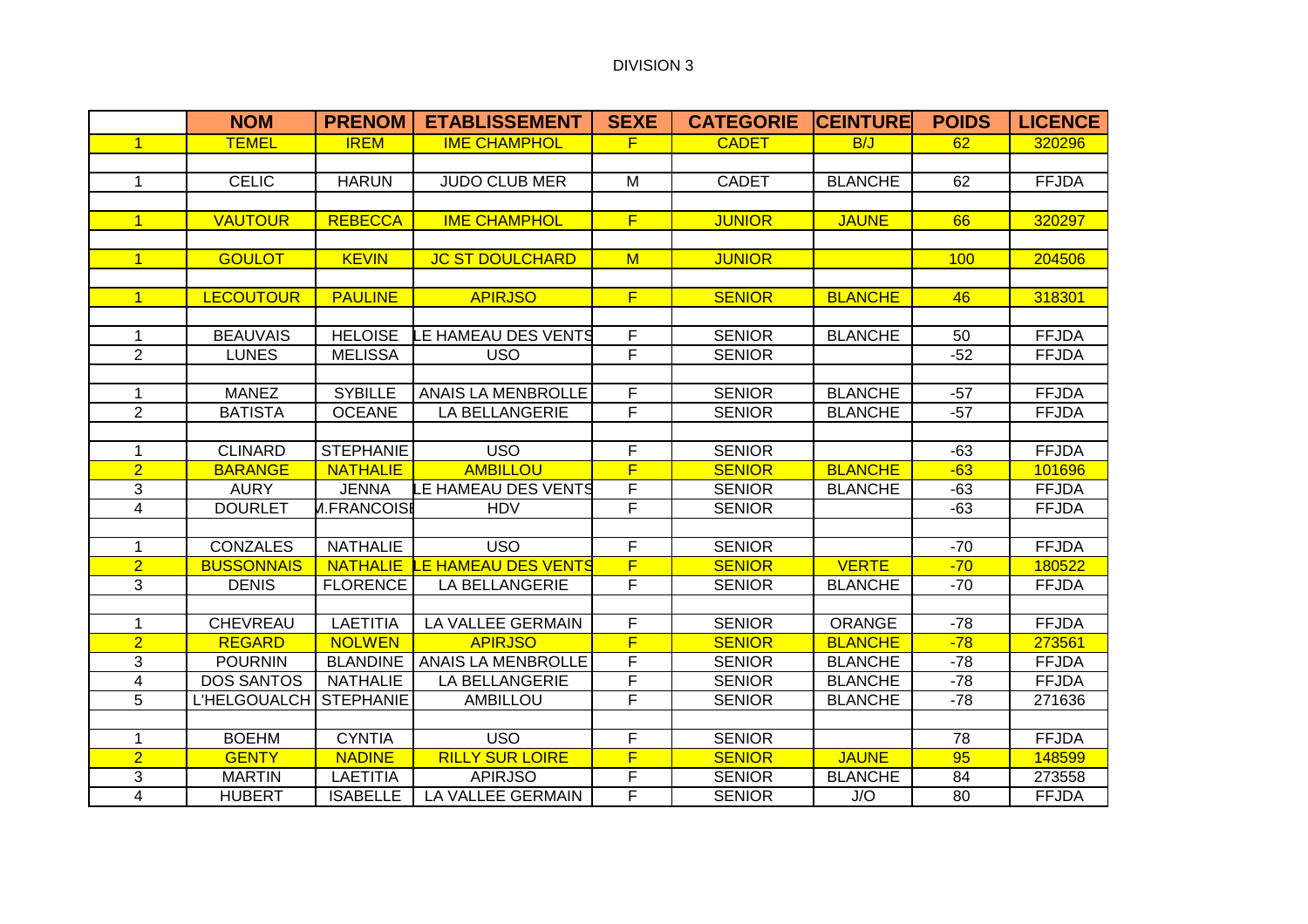DIVISION 3

| | NOM | PRENOM | ETABLISSEMENT | SEXE | CATEGORIE | CEINTURE | POIDS | LICENCE |
|---|---|---|---|---|---|---|---|---|
| 1 | TEMEL | IREM | IME CHAMPHOL | F | CADET | B/J | 62 | 320296 |
| | | | | | | | | |
| 1 | CELIC | HARUN | JUDO CLUB MER | M | CADET | BLANCHE | 62 | FFJDA |
| | | | | | | | | |
| 1 | VAUTOUR | REBECCA | IME CHAMPHOL | F | JUNIOR | JAUNE | 66 | 320297 |
| | | | | | | | | |
| 1 | GOULOT | KEVIN | JC ST DOULCHARD | M | JUNIOR | | 100 | 204506 |
| | | | | | | | | |
| 1 | LECOUTOUR | PAULINE | APIRJSO | F | SENIOR | BLANCHE | 46 | 318301 |
| | | | | | | | | |
| 1 | BEAUVAIS | HELOISE | LE HAMEAU DES VENTS | F | SENIOR | BLANCHE | 50 | FFJDA |
| 2 | LUNES | MELISSA | USO | F | SENIOR | | -52 | FFJDA |
| | | | | | | | | |
| 1 | MANEZ | SYBILLE | ANAIS LA MENBROLLE | F | SENIOR | BLANCHE | -57 | FFJDA |
| 2 | BATISTA | OCEANE | LA BELLANGERIE | F | SENIOR | BLANCHE | -57 | FFJDA |
| | | | | | | | | |
| 1 | CLINARD | STEPHANIE | USO | F | SENIOR | | -63 | FFJDA |
| 2 | BARANGE | NATHALIE | AMBILLOU | F | SENIOR | BLANCHE | -63 | 101696 |
| 3 | AURY | JENNA | LE HAMEAU DES VENTS | F | SENIOR | BLANCHE | -63 | FFJDA |
| 4 | DOURLET | M.FRANCOISE | HDV | F | SENIOR | | -63 | FFJDA |
| | | | | | | | | |
| 1 | CONZALES | NATHALIE | USO | F | SENIOR | | -70 | FFJDA |
| 2 | BUSSONNAIS | NATHALIE | LE HAMEAU DES VENTS | F | SENIOR | VERTE | -70 | 180522 |
| 3 | DENIS | FLORENCE | LA BELLANGERIE | F | SENIOR | BLANCHE | -70 | FFJDA |
| | | | | | | | | |
| 1 | CHEVREAU | LAETITIA | LA VALLEE GERMAIN | F | SENIOR | ORANGE | -78 | FFJDA |
| 2 | REGARD | NOLWEN | APIRJSO | F | SENIOR | BLANCHE | -78 | 273561 |
| 3 | POURNIN | BLANDINE | ANAIS LA MENBROLLE | F | SENIOR | BLANCHE | -78 | FFJDA |
| 4 | DOS SANTOS | NATHALIE | LA BELLANGERIE | F | SENIOR | BLANCHE | -78 | FFJDA |
| 5 | L'HELGOUALCH | STEPHANIE | AMBILLOU | F | SENIOR | BLANCHE | -78 | 271636 |
| | | | | | | | | |
| 1 | BOEHM | CYNTIA | USO | F | SENIOR | | 78 | FFJDA |
| 2 | GENTY | NADINE | RILLY SUR LOIRE | F | SENIOR | JAUNE | 95 | 148599 |
| 3 | MARTIN | LAETITIA | APIRJSO | F | SENIOR | BLANCHE | 84 | 273558 |
| 4 | HUBERT | ISABELLE | LA VALLEE GERMAIN | F | SENIOR | J/O | 80 | FFJDA |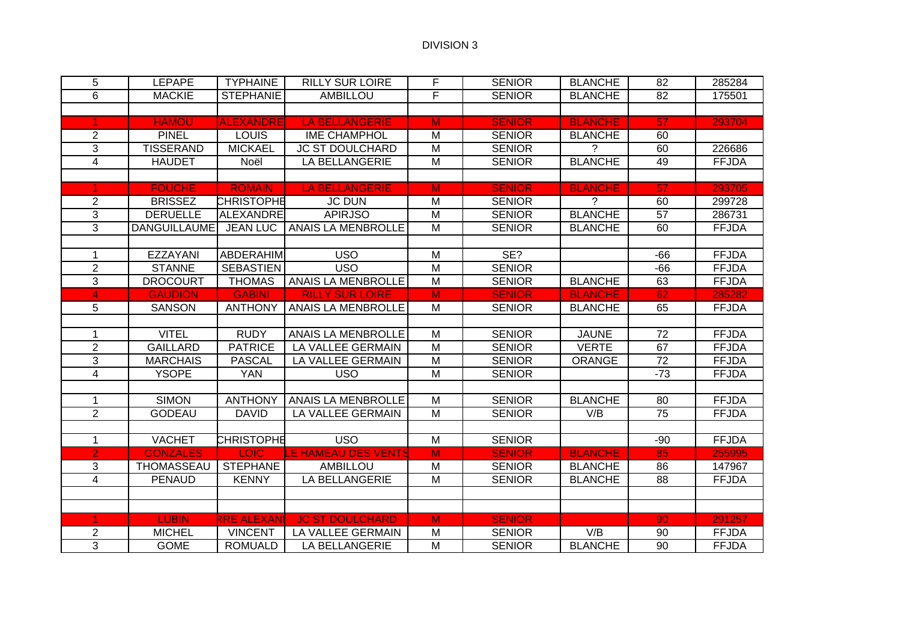DIVISION 3

| | | | | | | | | |
|---|---|---|---|---|---|---|---|---|
| 5 | LEPAPE | TYPHAINE | RILLY SUR LOIRE | F | SENIOR | BLANCHE | 82 | 285284 |
| 6 | MACKIE | STEPHANIE | AMBILLOU | F | SENIOR | BLANCHE | 82 | 175501 |
| | | | | | | | | |
| 1 | HAMOU | ALEXANDRE | LA BELLANGERIE | M | SENIOR | BLANCHE | 57 | 293704 |
| 2 | PINEL | LOUIS | IME CHAMPHOL | M | SENIOR | BLANCHE | 60 | |
| 3 | TISSERAND | MICKAEL | JC ST DOULCHARD | M | SENIOR | ? | 60 | 226686 |
| 4 | HAUDET | Noël | LA BELLANGERIE | M | SENIOR | BLANCHE | 49 | FFJDA |
| | | | | | | | | |
| 1 | FOUCHE | ROMAIN | LA BELLANGERIE | M | SENIOR | BLANCHE | 57 | 293705 |
| 2 | BRISSEZ | CHRISTOPHE | JC DUN | M | SENIOR | ? | 60 | 299728 |
| 3 | DERUELLE | ALEXANDRE | APIRJSO | M | SENIOR | BLANCHE | 57 | 286731 |
| 3 | DANGUILLAUME | JEAN LUC | ANAIS LA MENBROLLE | M | SENIOR | BLANCHE | 60 | FFJDA |
| | | | | | | | | |
| 1 | EZZAYANI | ABDERAHIM | USO | M | SE? | | -66 | FFJDA |
| 2 | STANNE | SEBASTIEN | USO | M | SENIOR | | -66 | FFJDA |
| 3 | DROCOURT | THOMAS | ANAIS LA MENBROLLE | M | SENIOR | BLANCHE | 63 | FFJDA |
| 4 | GAUDION | GABINI | RILLY SUR LOIRE | M | SENIOR | BLANCHE | 62 | 285282 |
| 5 | SANSON | ANTHONY | ANAIS LA MENBROLLE | M | SENIOR | BLANCHE | 65 | FFJDA |
| | | | | | | | | |
| 1 | VITEL | RUDY | ANAIS LA MENBROLLE | M | SENIOR | JAUNE | 72 | FFJDA |
| 2 | GAILLARD | PATRICE | LA VALLEE GERMAIN | M | SENIOR | VERTE | 67 | FFJDA |
| 3 | MARCHAIS | PASCAL | LA VALLEE GERMAIN | M | SENIOR | ORANGE | 72 | FFJDA |
| 4 | YSOPE | YAN | USO | M | SENIOR | | -73 | FFJDA |
| | | | | | | | | |
| 1 | SIMON | ANTHONY | ANAIS LA MENBROLLE | M | SENIOR | BLANCHE | 80 | FFJDA |
| 2 | GODEAU | DAVID | LA VALLEE GERMAIN | M | SENIOR | V/B | 75 | FFJDA |
| | | | | | | | | |
| 1 | VACHET | CHRISTOPHE | USO | M | SENIOR | | -90 | FFJDA |
| 2 | GONZALES | LOIC | LE HAMEAU DES VENTS | M | SENIOR | BLANCHE | 85 | 255995 |
| 3 | THOMASSEAU | STEPHANE | AMBILLOU | M | SENIOR | BLANCHE | 86 | 147967 |
| 4 | PENAUD | KENNY | LA BELLANGERIE | M | SENIOR | BLANCHE | 88 | FFJDA |
| | | | | | | | | |
| | | | | | | | | |
| 1 | LUBIN | RRE ALEXANI | JC ST DOULCHARD | M | SENIOR | | 90 | 291257 |
| 2 | MICHEL | VINCENT | LA VALLEE GERMAIN | M | SENIOR | V/B | 90 | FFJDA |
| 3 | GOME | ROMUALD | LA BELLANGERIE | M | SENIOR | BLANCHE | 90 | FFJDA |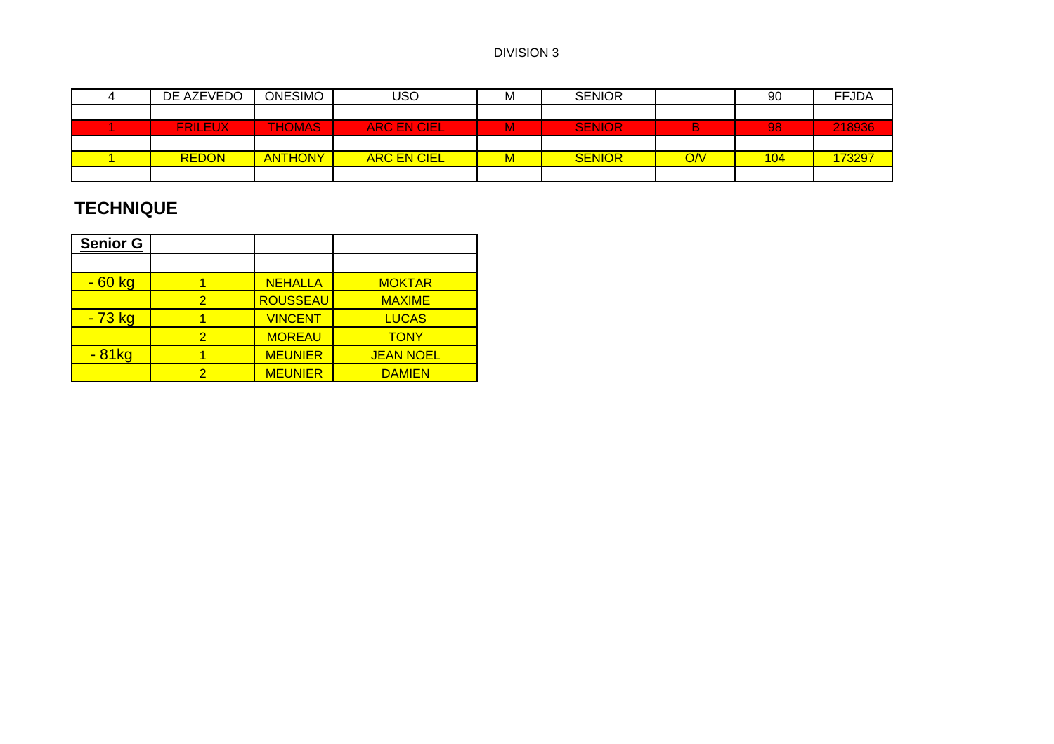DIVISION 3

| | | | | | | | | |
|---|---|---|---|---|---|---|---|---|
| 4 | DE AZEVEDO | ONESIMO | USO | M | SENIOR | | 90 | FFJDA |
| | | | | | | | | |
| 1 | FRILEUX | THOMAS | ARC EN CIEL | M | SENIOR | B | 98 | 218936 |
| | | | | | | | | |
| 1 | REDON | ANTHONY | ARC EN CIEL | M | SENIOR | O/V | 104 | 173297 |
| | | | | | | | | |

## TECHNIQUE

| **Senior G** | | | |
|---|---|---|---|
| | | | |
| - 60 kg | 1 | NEHALLA | MOKTAR |
| | 2 | ROUSSEAU | MAXIME |
| - 73 kg | 1 | VINCENT | LUCAS |
| | 2 | MOREAU | TONY |
| - 81kg | 1 | MEUNIER | JEAN NOEL |
| | 2 | MEUNIER | DAMIEN |